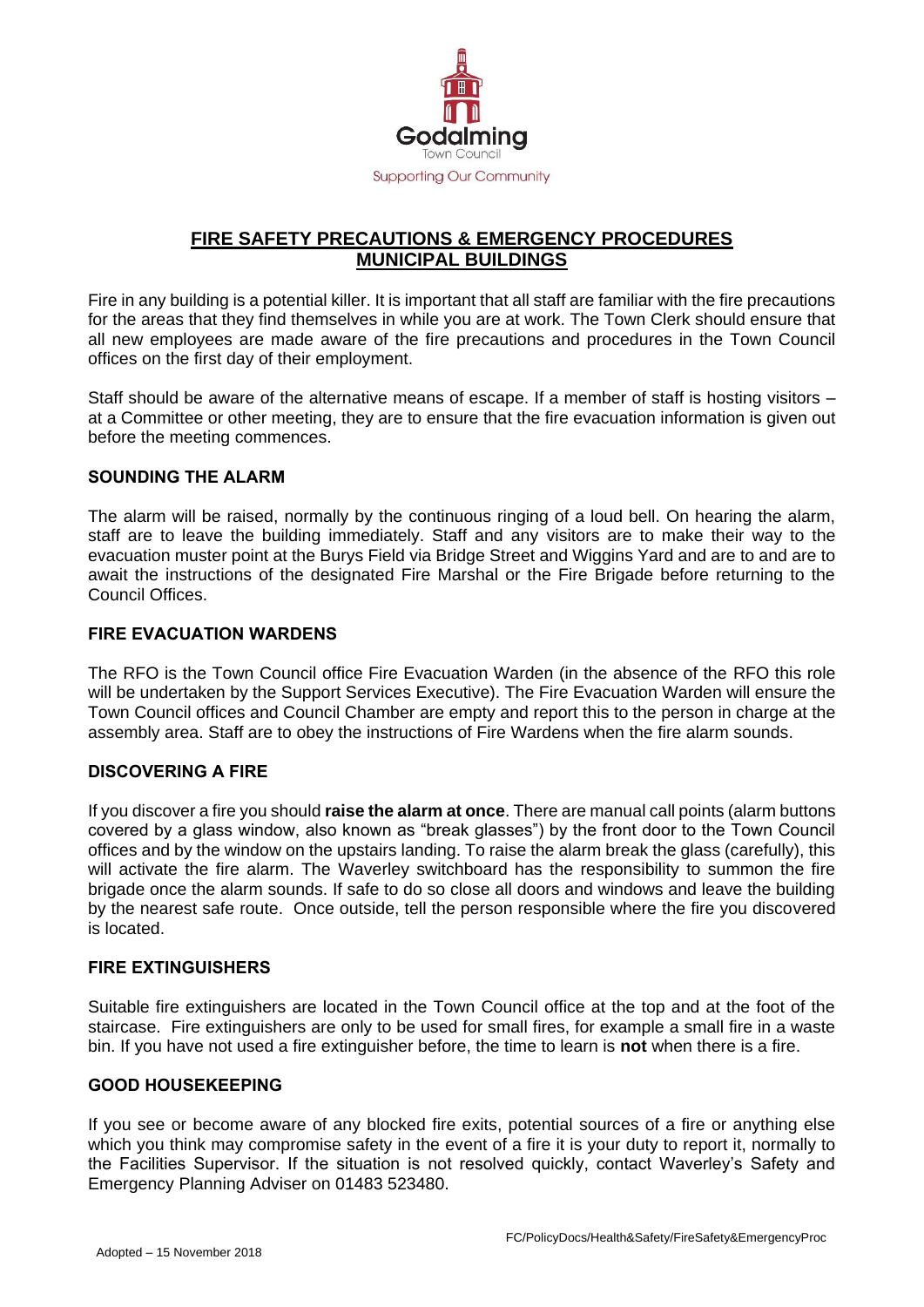Godalming

Town Council

Supporting Our Community

# FIRE SAFETY PRECAUTIONS & EMERGENCY PROCEDURES MUNICIPAL BUILDINGS

Fire in any building is a potential killer. It is important that all staff are familiar with the fire precautions for the areas that they find themselves in while you are at work. The Town Clerk should ensure that all new employees are made aware of the fire precautions and procedures in the Town Council offices on the first day of their employment.

Staff should be aware of the alternative means of escape. If a member of staff is hosting visitors – at a Committee or other meeting, they are to ensure that the fire evacuation information is given out before the meeting commences.

## SOUNDING THE ALARM

The alarm will be raised, normally by the continuous ringing of a loud bell. On hearing the alarm, staff are to leave the building immediately. Staff and any visitors are to make their way to the evacuation muster point at the Burys Field via Bridge Street and Wiggins Yard and are to and are to await the instructions of the designated Fire Marshal or the Fire Brigade before returning to the Council Offices.

## FIRE EVACUATION WARDENS

The RFO is the Town Council office Fire Evacuation Warden (in the absence of the RFO this role will be undertaken by the Support Services Executive). The Fire Evacuation Warden will ensure the Town Council offices and Council Chamber are empty and report this to the person in charge at the assembly area. Staff are to obey the instructions of Fire Wardens when the fire alarm sounds.

## DISCOVERING A FIRE

If you discover a fire you should **raise the alarm at once**. There are manual call points (alarm buttons covered by a glass window, also known as "break glasses") by the front door to the Town Council offices and by the window on the upstairs landing. To raise the alarm break the glass (carefully), this will activate the fire alarm. The Waverley switchboard has the responsibility to summon the fire brigade once the alarm sounds. If safe to do so close all doors and windows and leave the building by the nearest safe route. Once outside, tell the person responsible where the fire you discovered is located.

## FIRE EXTINGUISHERS

Suitable fire extinguishers are located in the Town Council office at the top and at the foot of the staircase. Fire extinguishers are only to be used for small fires, for example a small fire in a waste bin. If you have not used a fire extinguisher before, the time to learn is **not** when there is a fire.

## GOOD HOUSEKEEPING

If you see or become aware of any blocked fire exits, potential sources of a fire or anything else which you think may compromise safety in the event of a fire it is your duty to report it, normally to the Facilities Supervisor. If the situation is not resolved quickly, contact Waverley's Safety and Emergency Planning Adviser on 01483 523480.

Adopted – 15 November 2018

FC/PolicyDocs/Health&Safety/FireSafety&EmergencyProc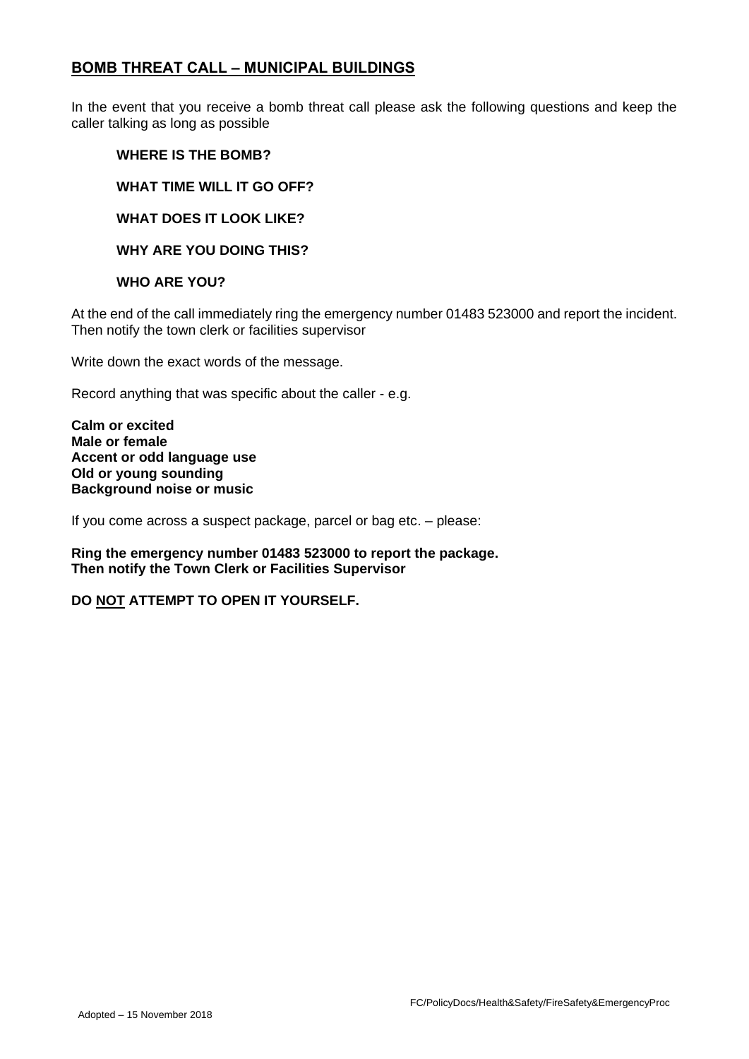## BOMB THREAT CALL – MUNICIPAL BUILDINGS

In the event that you receive a bomb threat call please ask the following questions and keep the caller talking as long as possible

**WHERE IS THE BOMB?**

**WHAT TIME WILL IT GO OFF?**

**WHAT DOES IT LOOK LIKE?**

**WHY ARE YOU DOING THIS?**

**WHO ARE YOU?**

At the end of the call immediately ring the emergency number 01483 523000 and report the incident. Then notify the town clerk or facilities supervisor

Write down the exact words of the message.

Record anything that was specific about the caller - e.g.

**Calm or excited**
**Male or female**
**Accent or odd language use**
**Old or young sounding**
**Background noise or music**

If you come across a suspect package, parcel or bag etc. – please:

**Ring the emergency number 01483 523000 to report the package.**
**Then notify the Town Clerk or Facilities Supervisor**

**DO <u>NOT</u> ATTEMPT TO OPEN IT YOURSELF.**

FC/PolicyDocs/Health&Safety/FireSafety&EmergencyProc

Adopted – 15 November 2018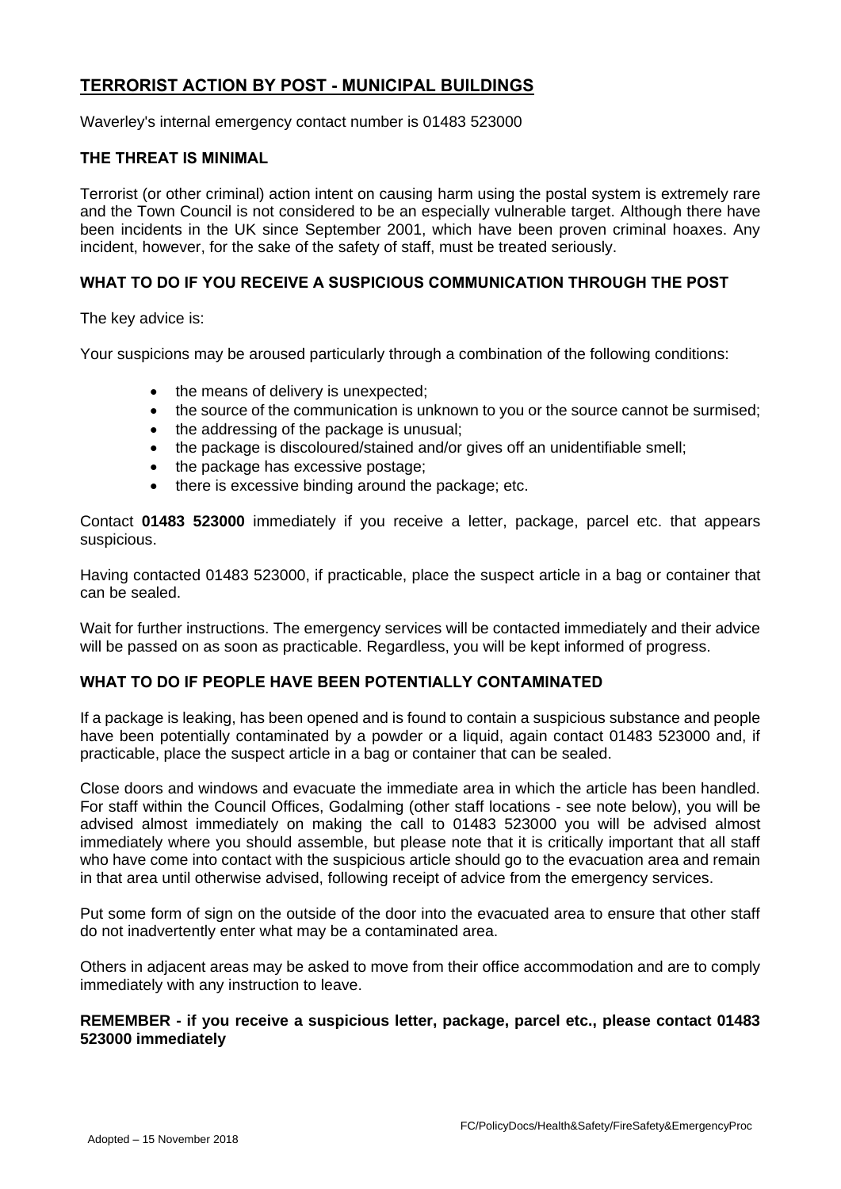## TERRORIST ACTION BY POST - MUNICIPAL BUILDINGS

Waverley's internal emergency contact number is 01483 523000

### THE THREAT IS MINIMAL

Terrorist (or other criminal) action intent on causing harm using the postal system is extremely rare and the Town Council is not considered to be an especially vulnerable target. Although there have been incidents in the UK since September 2001, which have been proven criminal hoaxes. Any incident, however, for the sake of the safety of staff, must be treated seriously.

### WHAT TO DO IF YOU RECEIVE A SUSPICIOUS COMMUNICATION THROUGH THE POST

The key advice is:

Your suspicions may be aroused particularly through a combination of the following conditions:

- the means of delivery is unexpected;
- the source of the communication is unknown to you or the source cannot be surmised;
- the addressing of the package is unusual;
- the package is discoloured/stained and/or gives off an unidentifiable smell;
- the package has excessive postage;
- there is excessive binding around the package; etc.

Contact **01483 523000** immediately if you receive a letter, package, parcel etc. that appears suspicious.

Having contacted 01483 523000, if practicable, place the suspect article in a bag or container that can be sealed.

Wait for further instructions. The emergency services will be contacted immediately and their advice will be passed on as soon as practicable. Regardless, you will be kept informed of progress.

### WHAT TO DO IF PEOPLE HAVE BEEN POTENTIALLY CONTAMINATED

If a package is leaking, has been opened and is found to contain a suspicious substance and people have been potentially contaminated by a powder or a liquid, again contact 01483 523000 and, if practicable, place the suspect article in a bag or container that can be sealed.

Close doors and windows and evacuate the immediate area in which the article has been handled. For staff within the Council Offices, Godalming (other staff locations - see note below), you will be advised almost immediately on making the call to 01483 523000 you will be advised almost immediately where you should assemble, but please note that it is critically important that all staff who have come into contact with the suspicious article should go to the evacuation area and remain in that area until otherwise advised, following receipt of advice from the emergency services.

Put some form of sign on the outside of the door into the evacuated area to ensure that other staff do not inadvertently enter what may be a contaminated area.

Others in adjacent areas may be asked to move from their office accommodation and are to comply immediately with any instruction to leave.

**REMEMBER - if you receive a suspicious letter, package, parcel etc., please contact 01483 523000 immediately**

FC/PolicyDocs/Health&Safety/FireSafety&EmergencyProc

Adopted – 15 November 2018